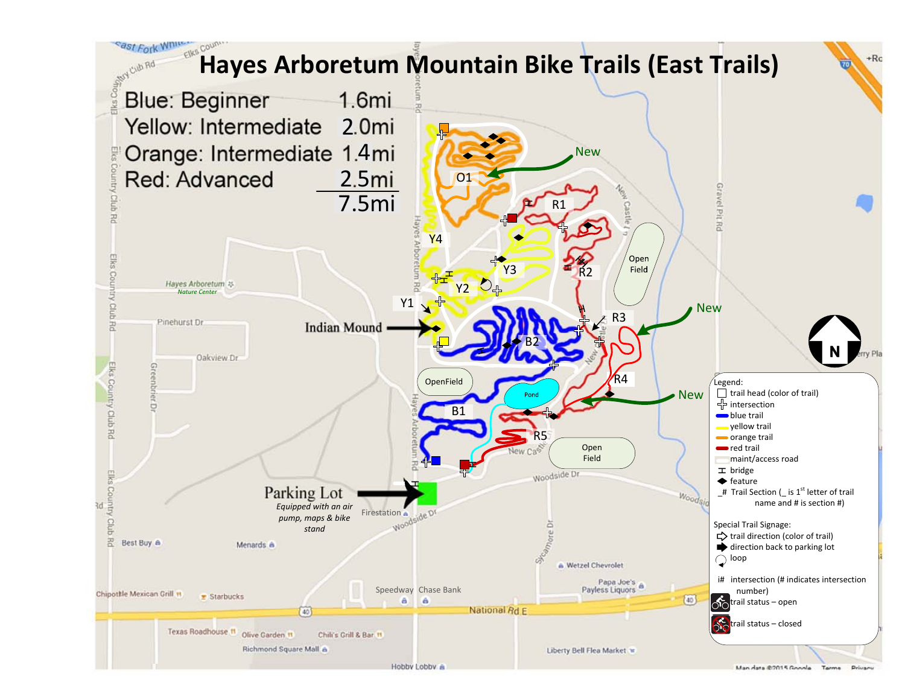# Hayes Arboretum Mountain Bike Trails (East Trails)

| Trail | Distance |
| --- | --- |
| Blue: Beginner | 1.6mi |
| Yellow: Intermediate | 2.0mi |
| Orange: Intermediate | 1.4mi |
| Red: Advanced | 2.5mi |
| | 7.5mi |

New

O1

R1

Y4

Y3

R2

Y2

Y1

R3

Indian Mound

B2

New

Open Field

OpenField

Pond

R4

New

B1

R5

Open Field

**Parking Lot**

*Equipped with an air pump, maps & bike stand*

N

Legend:

- trail head (color of trail)
- intersection
- blue trail
- yellow trail
- orange trail
- red trail
- maint/access road
- bridge
- feature
- _# Trail Section (_ is 1st letter of trail name and # is section #)

Special Trail Signage:

- trail direction (color of trail)
- direction back to parking lot
- loop
- i# intersection (# indicates intersection number)
- trail status – open
- trail status – closed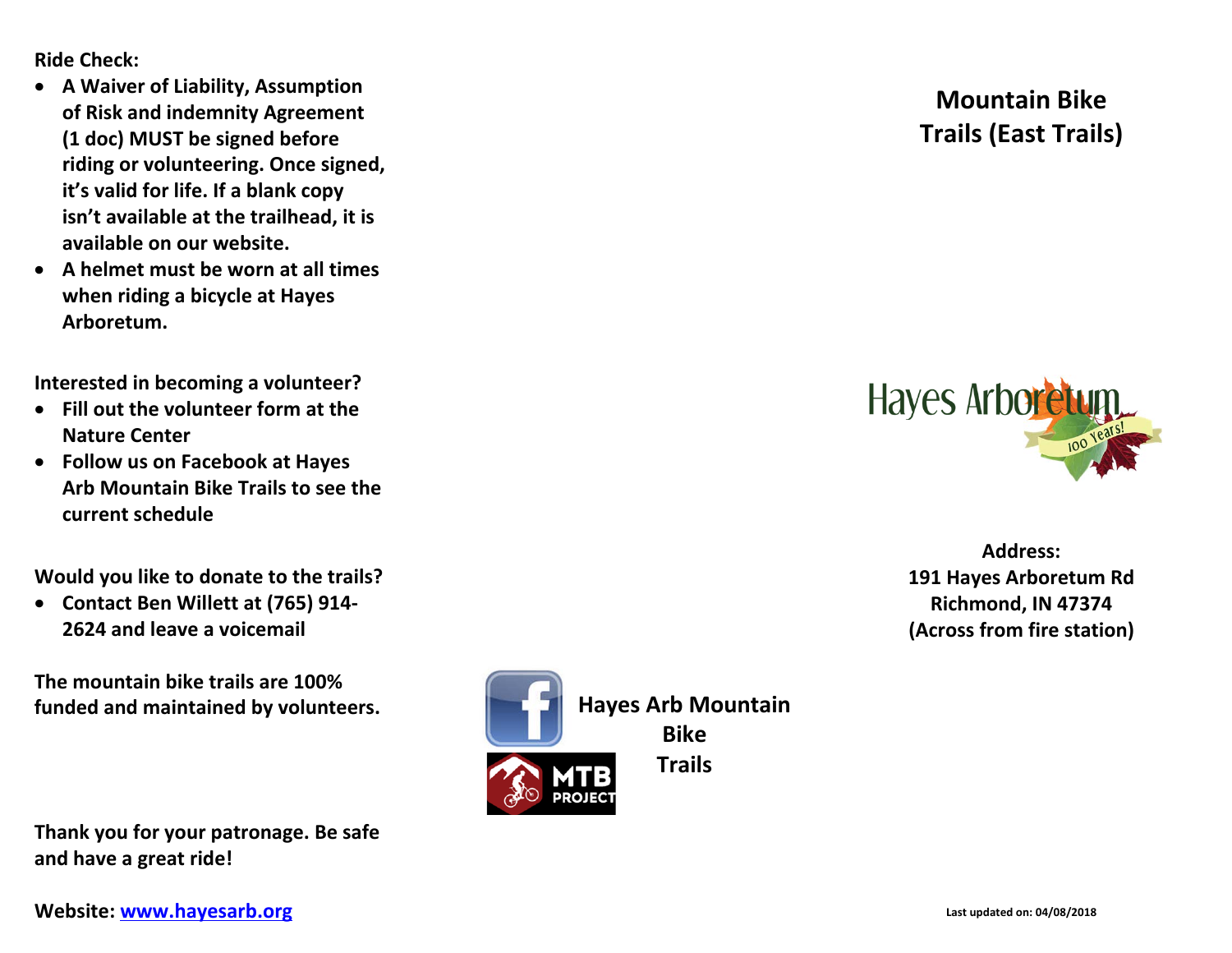**Ride Check:**

- **A Waiver of Liability, Assumption of Risk and indemnity Agreement (1 doc) MUST be signed before riding or volunteering. Once signed, it's valid for life. If a blank copy isn't available at the trailhead, it is available on our website.**
- **A helmet must be worn at all times when riding a bicycle at Hayes Arboretum.**

**Interested in becoming a volunteer?**

- **Fill out the volunteer form at the Nature Center**
- **Follow us on Facebook at Hayes Arb Mountain Bike Trails to see the current schedule**

**Would you like to donate to the trails?**

- **Contact Ben Willett at (765) 914-2624 and leave a voicemail**

**The mountain bike trails are 100% funded and maintained by volunteers.**

**Thank you for your patronage. Be safe and have a great ride!**

**Website: [www.hayesarb.org](http://www.hayesarb.org)**

**Hayes Arb Mountain Bike Trails**

# Mountain Bike Trails (East Trails)

Hayes Arboretum

100 Years!

**Address:**
**191 Hayes Arboretum Rd**
**Richmond, IN 47374**
**(Across from fire station)**

**Last updated on: 04/08/2018**